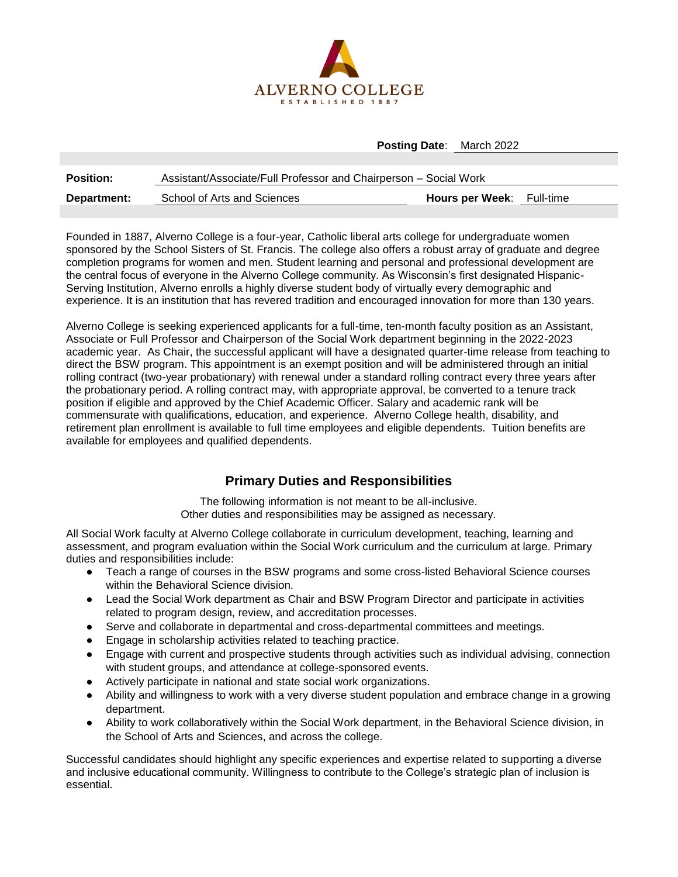ALVERNO COLLEGE
ESTABLISHED 1887

**Posting Date**: March 2022

| **Position:** | Assistant/Associate/Full Professor and Chairperson – Social Work | | |
|---|---|---|---|
| **Department:** | School of Arts and Sciences | **Hours per Week**: | Full-time |

Founded in 1887, Alverno College is a four-year, Catholic liberal arts college for undergraduate women sponsored by the School Sisters of St. Francis. The college also offers a robust array of graduate and degree completion programs for women and men. Student learning and personal and professional development are the central focus of everyone in the Alverno College community. As Wisconsin's first designated Hispanic-Serving Institution, Alverno enrolls a highly diverse student body of virtually every demographic and experience. It is an institution that has revered tradition and encouraged innovation for more than 130 years.

Alverno College is seeking experienced applicants for a full-time, ten-month faculty position as an Assistant, Associate or Full Professor and Chairperson of the Social Work department beginning in the 2022-2023 academic year. As Chair, the successful applicant will have a designated quarter-time release from teaching to direct the BSW program. This appointment is an exempt position and will be administered through an initial rolling contract (two-year probationary) with renewal under a standard rolling contract every three years after the probationary period. A rolling contract may, with appropriate approval, be converted to a tenure track position if eligible and approved by the Chief Academic Officer. Salary and academic rank will be commensurate with qualifications, education, and experience. Alverno College health, disability, and retirement plan enrollment is available to full time employees and eligible dependents. Tuition benefits are available for employees and qualified dependents.

## Primary Duties and Responsibilities

The following information is not meant to be all-inclusive.
Other duties and responsibilities may be assigned as necessary.

All Social Work faculty at Alverno College collaborate in curriculum development, teaching, learning and assessment, and program evaluation within the Social Work curriculum and the curriculum at large. Primary duties and responsibilities include:

- Teach a range of courses in the BSW programs and some cross-listed Behavioral Science courses within the Behavioral Science division.
- Lead the Social Work department as Chair and BSW Program Director and participate in activities related to program design, review, and accreditation processes.
- Serve and collaborate in departmental and cross-departmental committees and meetings.
- Engage in scholarship activities related to teaching practice.
- Engage with current and prospective students through activities such as individual advising, connection with student groups, and attendance at college-sponsored events.
- Actively participate in national and state social work organizations.
- Ability and willingness to work with a very diverse student population and embrace change in a growing department.
- Ability to work collaboratively within the Social Work department, in the Behavioral Science division, in the School of Arts and Sciences, and across the college.

Successful candidates should highlight any specific experiences and expertise related to supporting a diverse and inclusive educational community. Willingness to contribute to the College's strategic plan of inclusion is essential.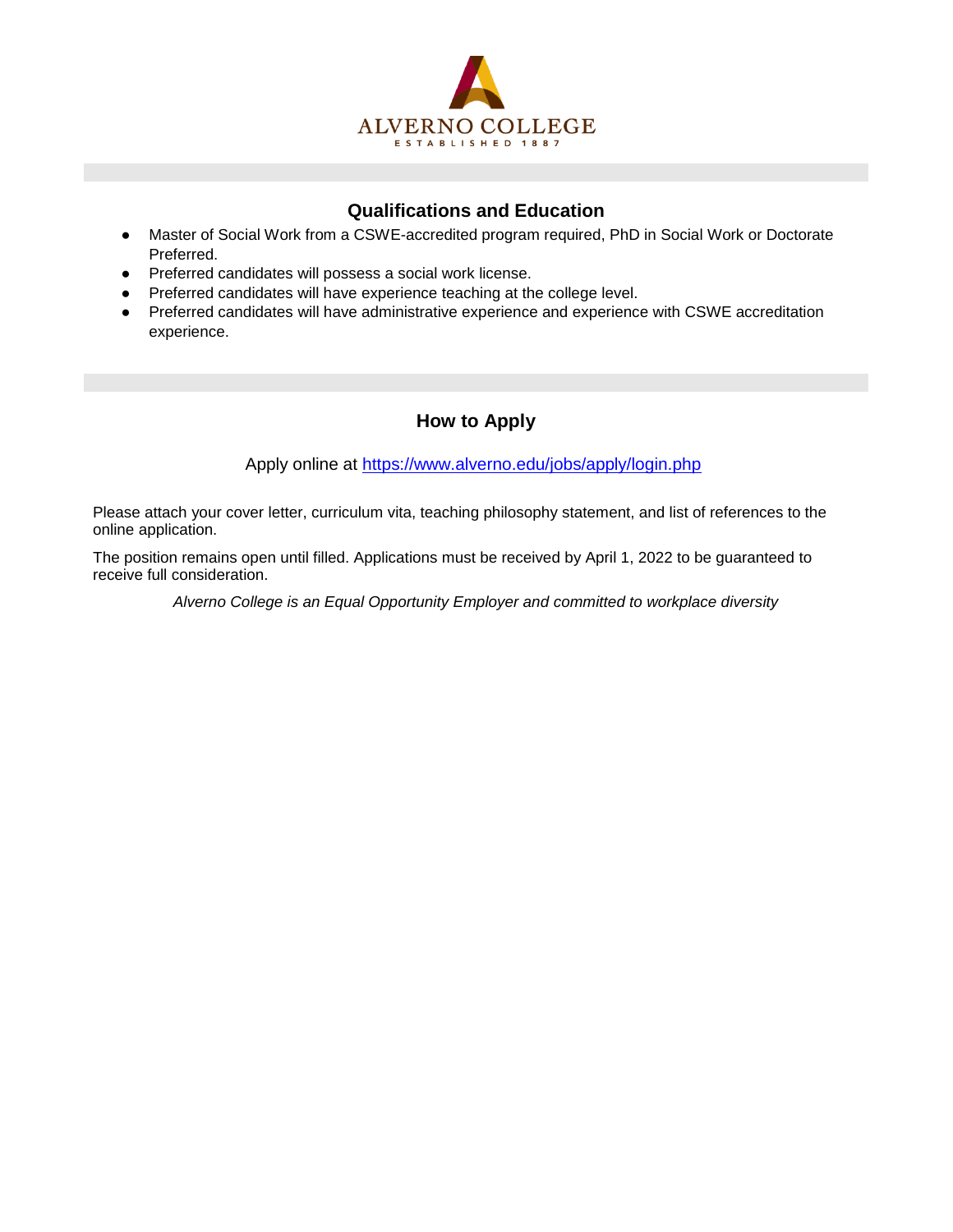ALVERNO COLLEGE
ESTABLISHED 1887

## Qualifications and Education

- Master of Social Work from a CSWE-accredited program required, PhD in Social Work or Doctorate Preferred.
- Preferred candidates will possess a social work license.
- Preferred candidates will have experience teaching at the college level.
- Preferred candidates will have administrative experience and experience with CSWE accreditation experience.

## How to Apply

Apply online at https://www.alverno.edu/jobs/apply/login.php

Please attach your cover letter, curriculum vita, teaching philosophy statement, and list of references to the online application.

The position remains open until filled. Applications must be received by April 1, 2022 to be guaranteed to receive full consideration.

*Alverno College is an Equal Opportunity Employer and committed to workplace diversity*